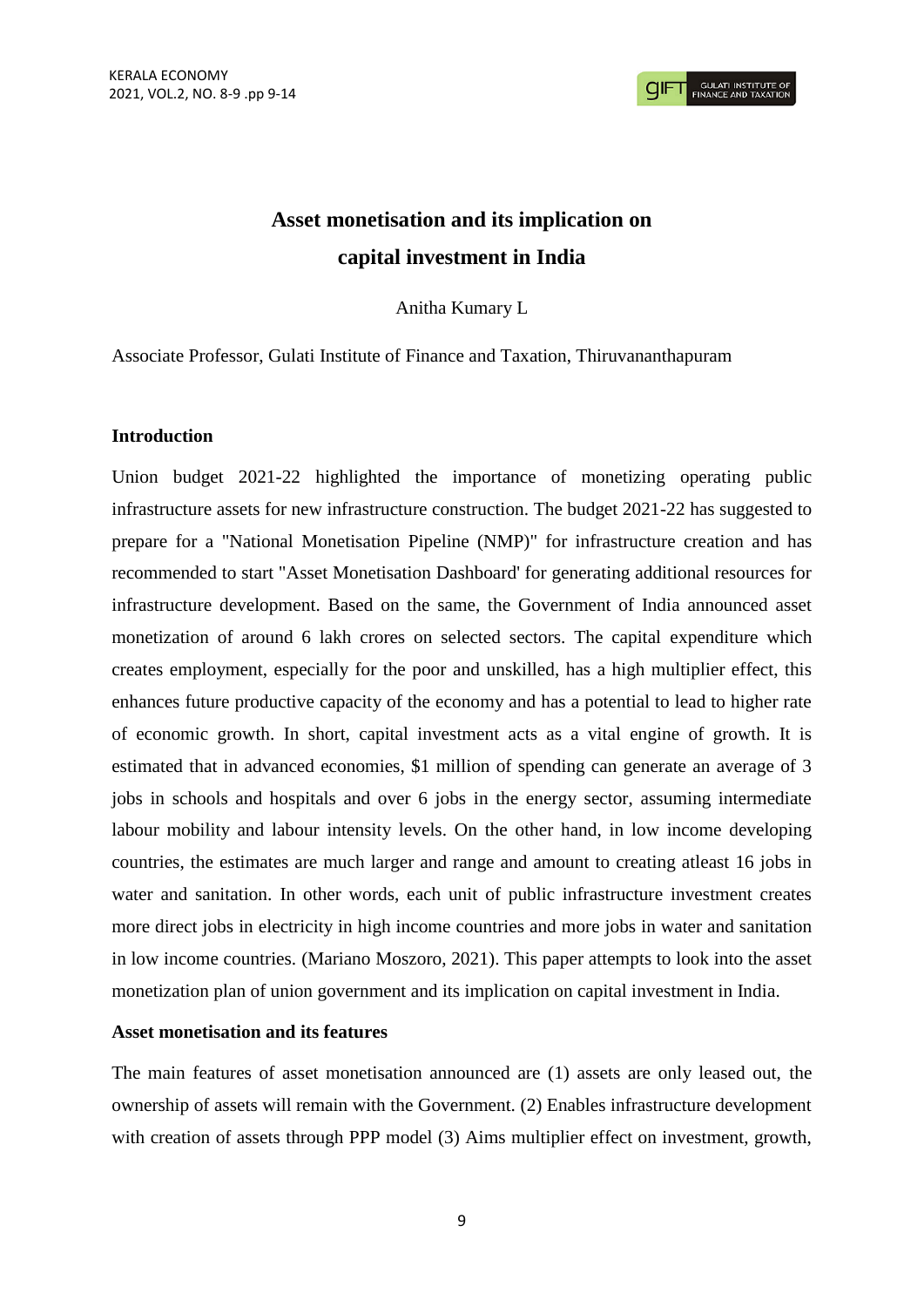# Asset monetisation and its implication on capital investment in India

Anitha Kumary L

Associate Professor, Gulati Institute of Finance and Taxation, Thiruvananthapuram

## Introduction

Union budget 2021-22 highlighted the importance of monetizing operating public infrastructure assets for new infrastructure construction. The budget 2021-22 has suggested to prepare for a "National Monetisation Pipeline (NMP)" for infrastructure creation and has recommended to start "Asset Monetisation Dashboard' for generating additional resources for infrastructure development. Based on the same, the Government of India announced asset monetization of around 6 lakh crores on selected sectors. The capital expenditure which creates employment, especially for the poor and unskilled, has a high multiplier effect, this enhances future productive capacity of the economy and has a potential to lead to higher rate of economic growth. In short, capital investment acts as a vital engine of growth. It is estimated that in advanced economies, $1 million of spending can generate an average of 3 jobs in schools and hospitals and over 6 jobs in the energy sector, assuming intermediate labour mobility and labour intensity levels. On the other hand, in low income developing countries, the estimates are much larger and range and amount to creating atleast 16 jobs in water and sanitation. In other words, each unit of public infrastructure investment creates more direct jobs in electricity in high income countries and more jobs in water and sanitation in low income countries. (Mariano Moszoro, 2021). This paper attempts to look into the asset monetization plan of union government and its implication on capital investment in India.

## Asset monetisation and its features

The main features of asset monetisation announced are (1) assets are only leased out, the ownership of assets will remain with the Government. (2) Enables infrastructure development with creation of assets through PPP model (3) Aims multiplier effect on investment, growth,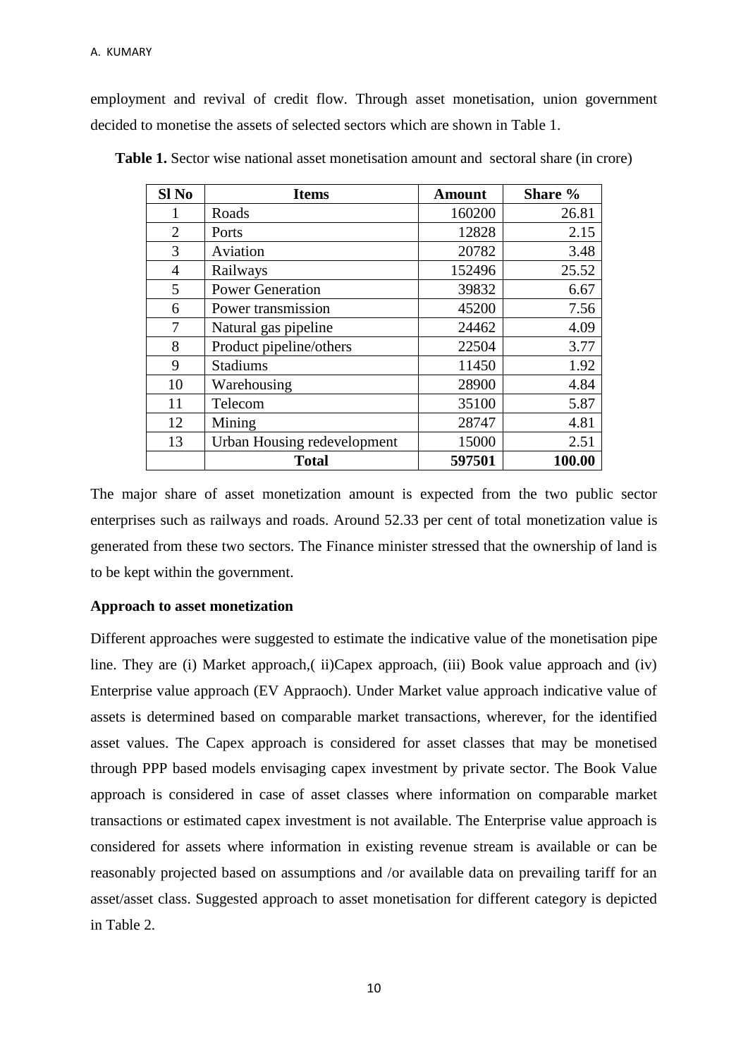employment and revival of credit flow. Through asset monetisation, union government decided to monetise the assets of selected sectors which are shown in Table 1.

**Table 1.** Sector wise national asset monetisation amount and sectoral share (in crore)

| Sl No | Items | Amount | Share % |
|---|---|---|---|
| 1 | Roads | 160200 | 26.81 |
| 2 | Ports | 12828 | 2.15 |
| 3 | Aviation | 20782 | 3.48 |
| 4 | Railways | 152496 | 25.52 |
| 5 | Power Generation | 39832 | 6.67 |
| 6 | Power transmission | 45200 | 7.56 |
| 7 | Natural gas pipeline | 24462 | 4.09 |
| 8 | Product pipeline/others | 22504 | 3.77 |
| 9 | Stadiums | 11450 | 1.92 |
| 10 | Warehousing | 28900 | 4.84 |
| 11 | Telecom | 35100 | 5.87 |
| 12 | Mining | 28747 | 4.81 |
| 13 | Urban Housing redevelopment | 15000 | 2.51 |
| | **Total** | **597501** | **100.00** |

The major share of asset monetization amount is expected from the two public sector enterprises such as railways and roads. Around 52.33 per cent of total monetization value is generated from these two sectors. The Finance minister stressed that the ownership of land is to be kept within the government.

**Approach to asset monetization**

Different approaches were suggested to estimate the indicative value of the monetisation pipe line. They are (i) Market approach,( ii)Capex approach, (iii) Book value approach and (iv) Enterprise value approach (EV Appraoch). Under Market value approach indicative value of assets is determined based on comparable market transactions, wherever, for the identified asset values. The Capex approach is considered for asset classes that may be monetised through PPP based models envisaging capex investment by private sector. The Book Value approach is considered in case of asset classes where information on comparable market transactions or estimated capex investment is not available. The Enterprise value approach is considered for assets where information in existing revenue stream is available or can be reasonably projected based on assumptions and /or available data on prevailing tariff for an asset/asset class. Suggested approach to asset monetisation for different category is depicted in Table 2.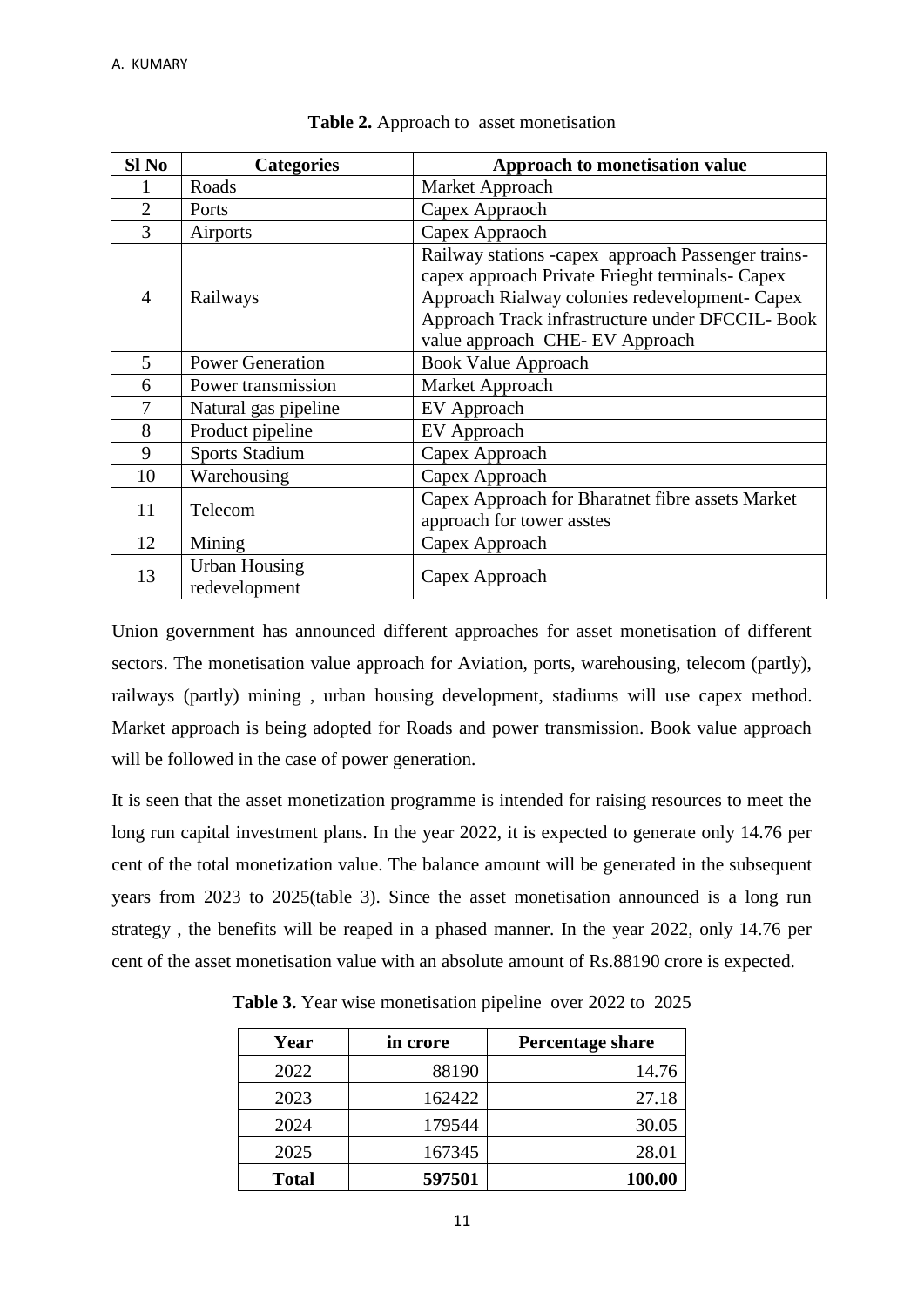**Table 2.** Approach to asset monetisation

| Sl No | Categories | Approach to monetisation value |
|---|---|---|
| 1 | Roads | Market Approach |
| 2 | Ports | Capex Appraoch |
| 3 | Airports | Capex Appraoch |
| 4 | Railways | Railway stations -capex approach Passenger trains-capex approach Private Frieght terminals- Capex Approach Rialway colonies redevelopment- Capex Approach Track infrastructure under DFCCIL- Book value approach CHE- EV Approach |
| 5 | Power Generation | Book Value Approach |
| 6 | Power transmission | Market Approach |
| 7 | Natural gas pipeline | EV Approach |
| 8 | Product pipeline | EV Approach |
| 9 | Sports Stadium | Capex Approach |
| 10 | Warehousing | Capex Approach |
| 11 | Telecom | Capex Approach for Bharatnet fibre assets Market approach for tower asstes |
| 12 | Mining | Capex Approach |
| 13 | Urban Housing redevelopment | Capex Approach |

Union government has announced different approaches for asset monetisation of different sectors. The monetisation value approach for Aviation, ports, warehousing, telecom (partly), railways (partly) mining , urban housing development, stadiums will use capex method. Market approach is being adopted for Roads and power transmission. Book value approach will be followed in the case of power generation.

It is seen that the asset monetization programme is intended for raising resources to meet the long run capital investment plans. In the year 2022, it is expected to generate only 14.76 per cent of the total monetization value. The balance amount will be generated in the subsequent years from 2023 to 2025(table 3). Since the asset monetisation announced is a long run strategy , the benefits will be reaped in a phased manner. In the year 2022, only 14.76 per cent of the asset monetisation value with an absolute amount of Rs.88190 crore is expected.

**Table 3.** Year wise monetisation pipeline over 2022 to 2025

| Year | in crore | Percentage share |
|---|---|---|
| 2022 | 88190 | 14.76 |
| 2023 | 162422 | 27.18 |
| 2024 | 179544 | 30.05 |
| 2025 | 167345 | 28.01 |
| **Total** | **597501** | **100.00** |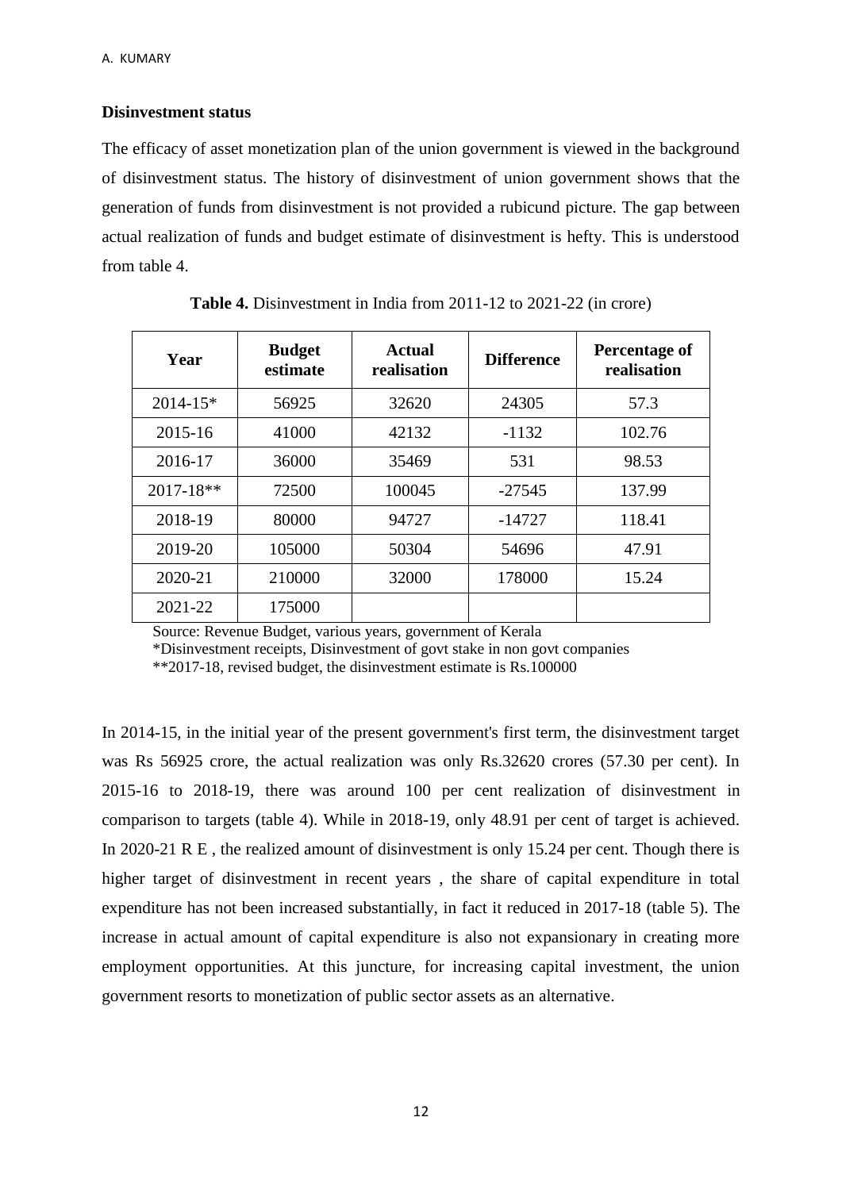**Disinvestment status**

The efficacy of asset monetization plan of the union government is viewed in the background of disinvestment status. The history of disinvestment of union government shows that the generation of funds from disinvestment is not provided a rubicund picture. The gap between actual realization of funds and budget estimate of disinvestment is hefty. This is understood from table 4.

**Table 4.** Disinvestment in India from 2011-12 to 2021-22 (in crore)

| Year | Budget estimate | Actual realisation | Difference | Percentage of realisation |
|---|---|---|---|---|
| 2014-15* | 56925 | 32620 | 24305 | 57.3 |
| 2015-16 | 41000 | 42132 | -1132 | 102.76 |
| 2016-17 | 36000 | 35469 | 531 | 98.53 |
| 2017-18** | 72500 | 100045 | -27545 | 137.99 |
| 2018-19 | 80000 | 94727 | -14727 | 118.41 |
| 2019-20 | 105000 | 50304 | 54696 | 47.91 |
| 2020-21 | 210000 | 32000 | 178000 | 15.24 |
| 2021-22 | 175000 | | | |

Source: Revenue Budget, various years, government of Kerala
*Disinvestment receipts, Disinvestment of govt stake in non govt companies
**2017-18, revised budget, the disinvestment estimate is Rs.100000

In 2014-15, in the initial year of the present government's first term, the disinvestment target was Rs 56925 crore, the actual realization was only Rs.32620 crores (57.30 per cent). In 2015-16 to 2018-19, there was around 100 per cent realization of disinvestment in comparison to targets (table 4). While in 2018-19, only 48.91 per cent of target is achieved. In 2020-21 R E , the realized amount of disinvestment is only 15.24 per cent. Though there is higher target of disinvestment in recent years , the share of capital expenditure in total expenditure has not been increased substantially, in fact it reduced in 2017-18 (table 5). The increase in actual amount of capital expenditure is also not expansionary in creating more employment opportunities. At this juncture, for increasing capital investment, the union government resorts to monetization of public sector assets as an alternative.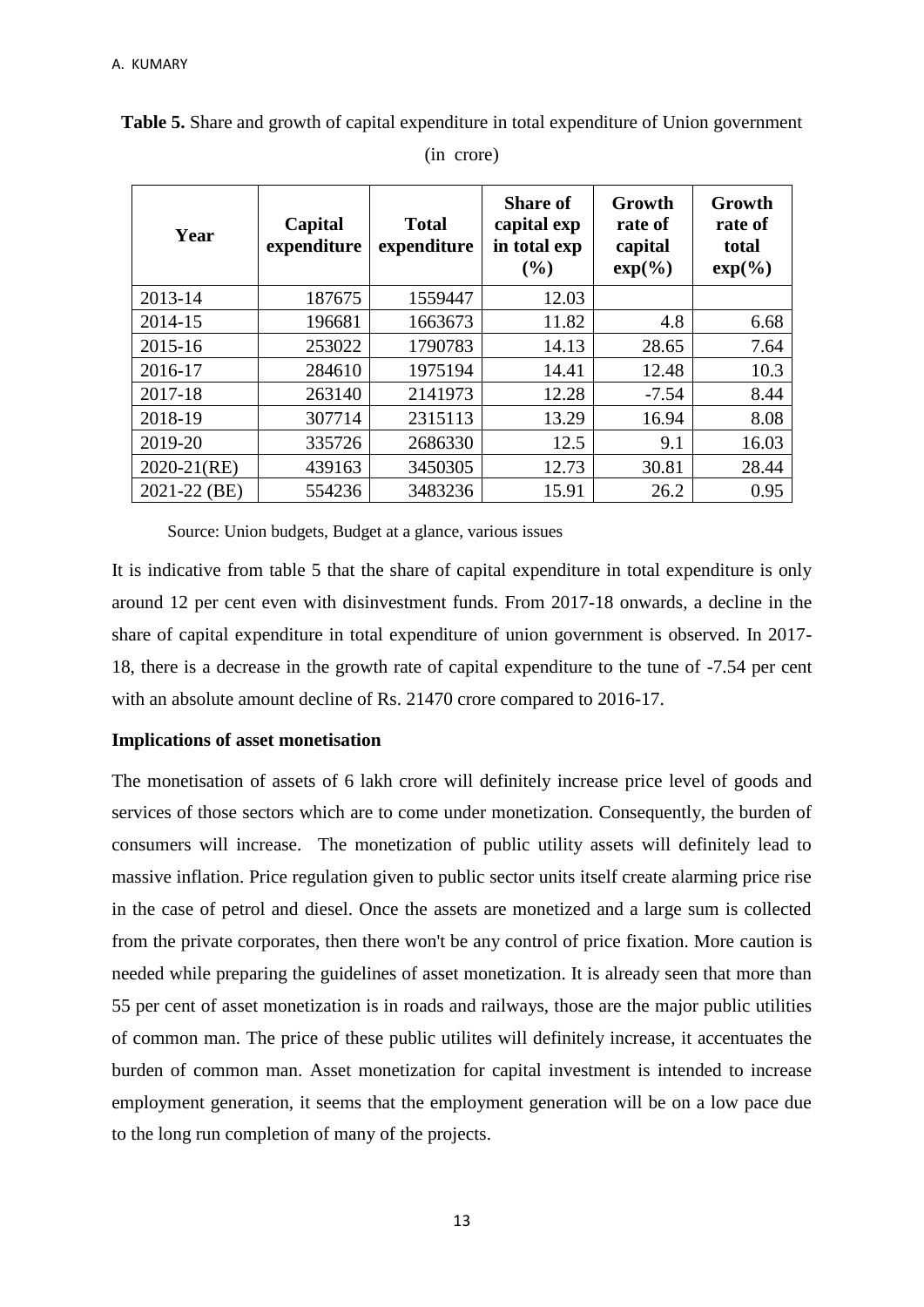**Table 5.** Share and growth of capital expenditure in total expenditure of Union government (in crore)

| Year | Capital expenditure | Total expenditure | Share of capital exp in total exp (%) | Growth rate of capital exp(%) | Growth rate of total exp(%) |
|---|---|---|---|---|---|
| 2013-14 | 187675 | 1559447 | 12.03 | | |
| 2014-15 | 196681 | 1663673 | 11.82 | 4.8 | 6.68 |
| 2015-16 | 253022 | 1790783 | 14.13 | 28.65 | 7.64 |
| 2016-17 | 284610 | 1975194 | 14.41 | 12.48 | 10.3 |
| 2017-18 | 263140 | 2141973 | 12.28 | -7.54 | 8.44 |
| 2018-19 | 307714 | 2315113 | 13.29 | 16.94 | 8.08 |
| 2019-20 | 335726 | 2686330 | 12.5 | 9.1 | 16.03 |
| 2020-21(RE) | 439163 | 3450305 | 12.73 | 30.81 | 28.44 |
| 2021-22 (BE) | 554236 | 3483236 | 15.91 | 26.2 | 0.95 |

Source: Union budgets, Budget at a glance, various issues

It is indicative from table 5 that the share of capital expenditure in total expenditure is only around 12 per cent even with disinvestment funds. From 2017-18 onwards, a decline in the share of capital expenditure in total expenditure of union government is observed. In 2017-18, there is a decrease in the growth rate of capital expenditure to the tune of -7.54 per cent with an absolute amount decline of Rs. 21470 crore compared to 2016-17.

**Implications of asset monetisation**

The monetisation of assets of 6 lakh crore will definitely increase price level of goods and services of those sectors which are to come under monetization. Consequently, the burden of consumers will increase. The monetization of public utility assets will definitely lead to massive inflation. Price regulation given to public sector units itself create alarming price rise in the case of petrol and diesel. Once the assets are monetized and a large sum is collected from the private corporates, then there won't be any control of price fixation. More caution is needed while preparing the guidelines of asset monetization. It is already seen that more than 55 per cent of asset monetization is in roads and railways, those are the major public utilities of common man. The price of these public utilites will definitely increase, it accentuates the burden of common man. Asset monetization for capital investment is intended to increase employment generation, it seems that the employment generation will be on a low pace due to the long run completion of many of the projects.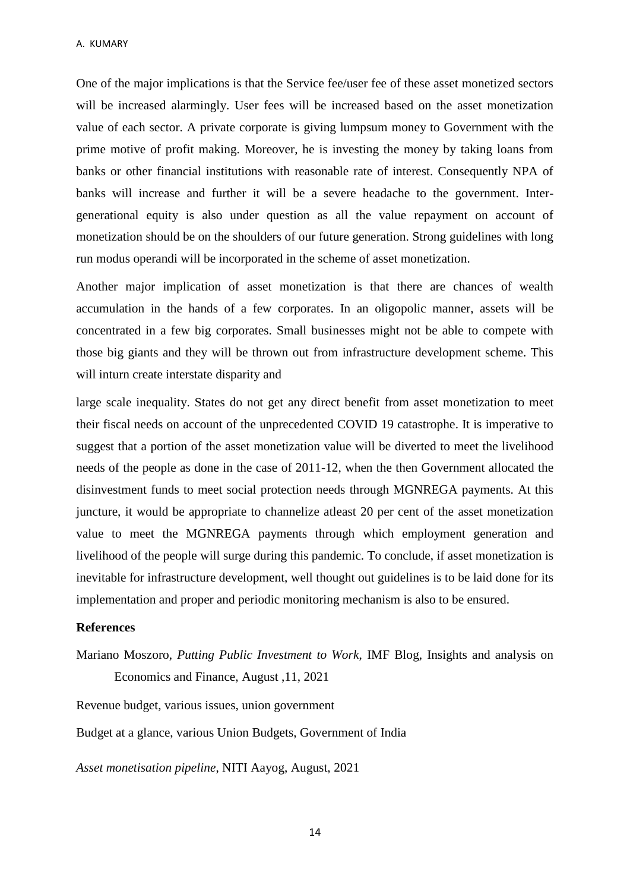One of the major implications is that the Service fee/user fee of these asset monetized sectors will be increased alarmingly. User fees will be increased based on the asset monetization value of each sector. A private corporate is giving lumpsum money to Government with the prime motive of profit making. Moreover, he is investing the money by taking loans from banks or other financial institutions with reasonable rate of interest. Consequently NPA of banks will increase and further it will be a severe headache to the government. Inter-generational equity is also under question as all the value repayment on account of monetization should be on the shoulders of our future generation. Strong guidelines with long run modus operandi will be incorporated in the scheme of asset monetization.

Another major implication of asset monetization is that there are chances of wealth accumulation in the hands of a few corporates. In an oligopolic manner, assets will be concentrated in a few big corporates. Small businesses might not be able to compete with those big giants and they will be thrown out from infrastructure development scheme. This will inturn create interstate disparity and

large scale inequality. States do not get any direct benefit from asset monetization to meet their fiscal needs on account of the unprecedented COVID 19 catastrophe. It is imperative to suggest that a portion of the asset monetization value will be diverted to meet the livelihood needs of the people as done in the case of 2011-12, when the then Government allocated the disinvestment funds to meet social protection needs through MGNREGA payments. At this juncture, it would be appropriate to channelize atleast 20 per cent of the asset monetization value to meet the MGNREGA payments through which employment generation and livelihood of the people will surge during this pandemic. To conclude, if asset monetization is inevitable for infrastructure development, well thought out guidelines is to be laid done for its implementation and proper and periodic monitoring mechanism is also to be ensured.

**References**

Mariano Moszoro, *Putting Public Investment to Work*, IMF Blog, Insights and analysis on Economics and Finance, August ,11, 2021

Revenue budget, various issues, union government

Budget at a glance, various Union Budgets, Government of India

*Asset monetisation pipeline*, NITI Aayog, August, 2021